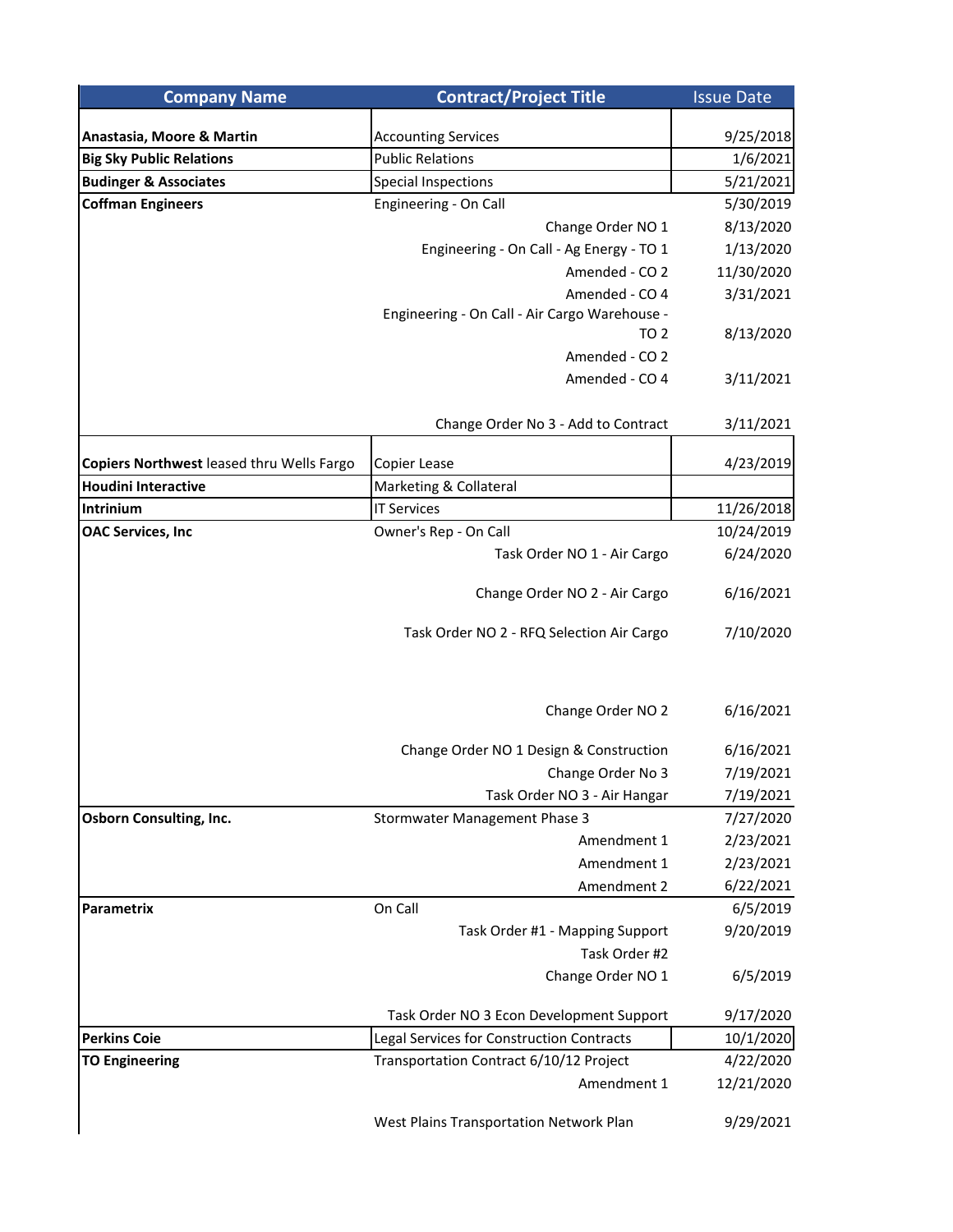| Company Name | Contract/Project Title | Issue Date |
|---|---|---|
| **Anastasia, Moore & Martin** | Accounting Services | 9/25/2018 |
| **Big Sky Public Relations** | Public Relations | 1/6/2021 |
| **Budinger & Associates** | Special Inspections | 5/21/2021 |
| **Coffman Engineers** | Engineering - On Call | 5/30/2019 |
| | Change Order NO 1 | 8/13/2020 |
| | Engineering - On Call - Ag Energy - TO 1 | 1/13/2020 |
| | Amended - CO 2 | 11/30/2020 |
| | Amended - CO 4 | 3/31/2021 |
| | Engineering - On Call - Air Cargo Warehouse - TO 2 | 8/13/2020 |
| | Amended - CO 2 | |
| | Amended - CO 4 | 3/11/2021 |
| | Change Order No 3 - Add to Contract | 3/11/2021 |
| **Copiers Northwest** leased thru Wells Fargo | Copier Lease | 4/23/2019 |
| **Houdini Interactive** | Marketing & Collateral | |
| **Intrinium** | IT Services | 11/26/2018 |
| **OAC Services, Inc** | Owner's Rep - On Call | 10/24/2019 |
| | Task Order NO 1 - Air Cargo | 6/24/2020 |
| | Change Order NO 2 - Air Cargo | 6/16/2021 |
| | Task Order NO 2 - RFQ Selection Air Cargo | 7/10/2020 |
| | Change Order NO 2 | 6/16/2021 |
| | Change Order NO 1 Design & Construction | 6/16/2021 |
| | Change Order No 3 | 7/19/2021 |
| | Task Order NO 3 - Air Hangar | 7/19/2021 |
| **Osborn Consulting, Inc.** | Stormwater Management Phase 3 | 7/27/2020 |
| | Amendment 1 | 2/23/2021 |
| | Amendment 1 | 2/23/2021 |
| | Amendment 2 | 6/22/2021 |
| **Parametrix** | On Call | 6/5/2019 |
| | Task Order #1 - Mapping Support | 9/20/2019 |
| | Task Order #2 | |
| | Change Order NO 1 | 6/5/2019 |
| | Task Order NO 3 Econ Development Support | 9/17/2020 |
| **Perkins Coie** | Legal Services for Construction Contracts | 10/1/2020 |
| **TO Engineering** | Transportation Contract 6/10/12 Project | 4/22/2020 |
| | Amendment 1 | 12/21/2020 |
| | West Plains Transportation Network Plan | 9/29/2021 |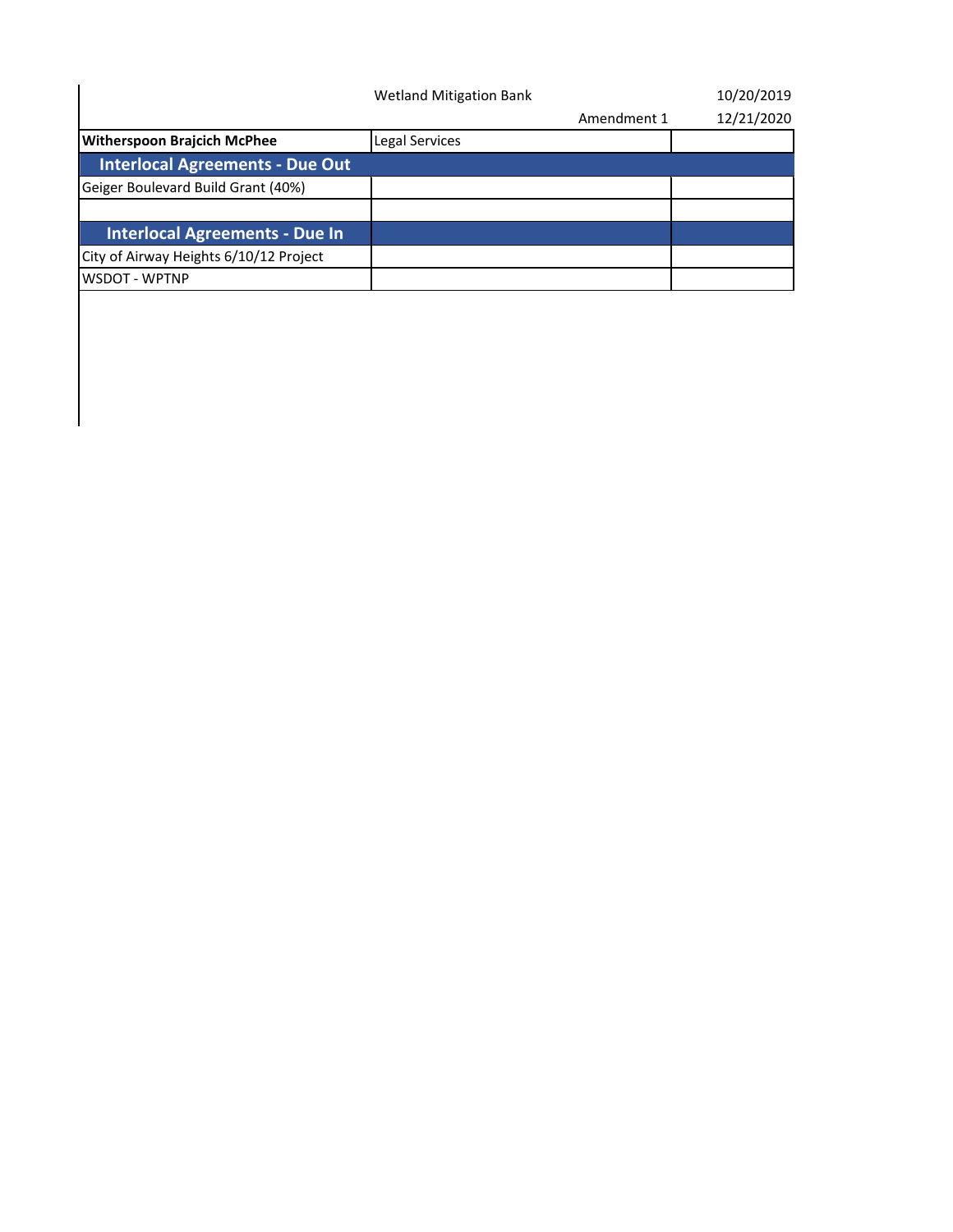| | Wetland Mitigation Bank | 10/20/2019 |
|---|---|---|
| | Amendment 1 | 12/21/2020 |
| **Witherspoon Brajcich McPhee** | Legal Services | |
| **Interlocal Agreements - Due Out** | | |
| Geiger Boulevard Build Grant (40%) | | |
| | | |
| **Interlocal Agreements - Due In** | | |
| City of Airway Heights 6/10/12 Project | | |
| WSDOT - WPTNP | | |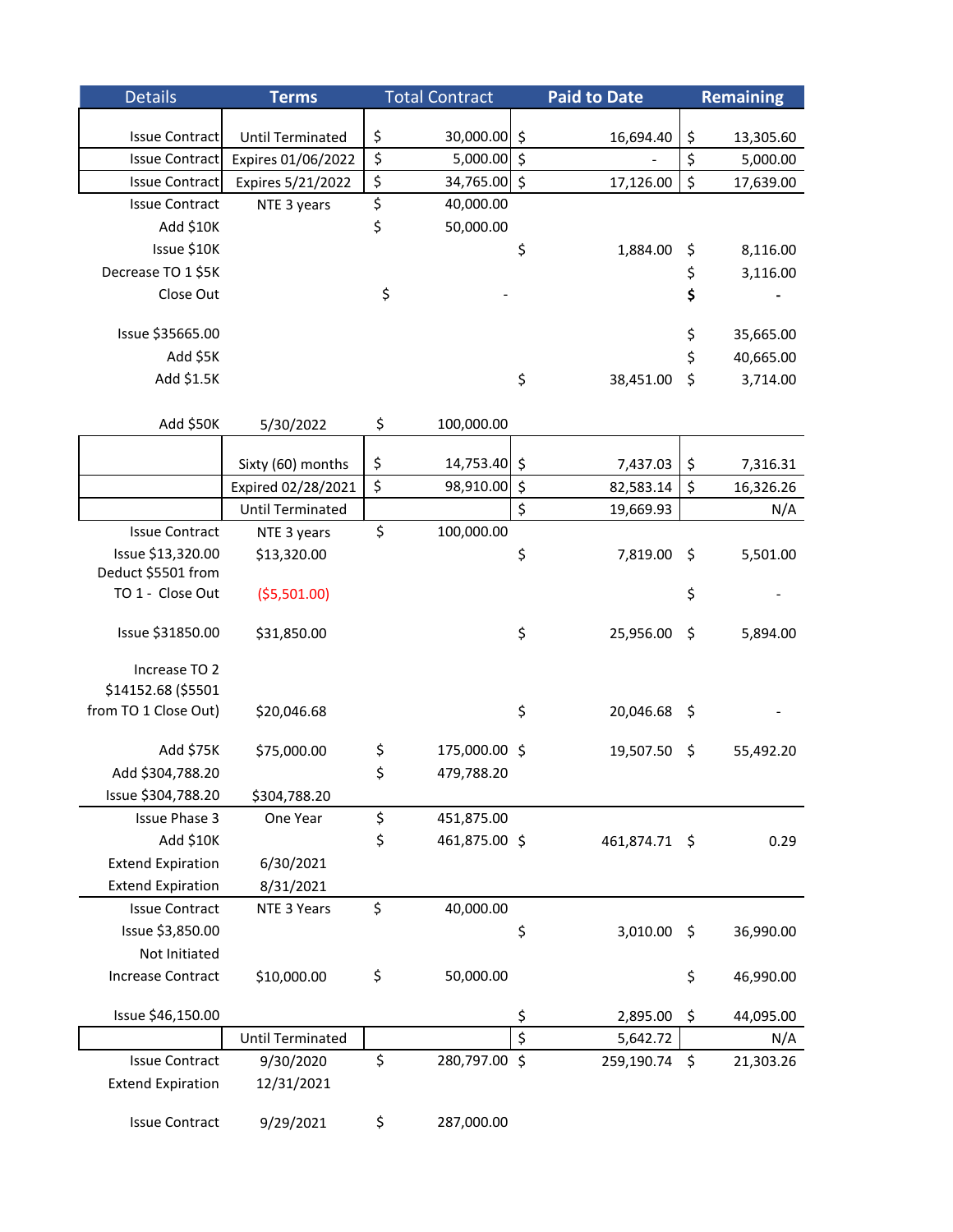| Details | Terms | Total Contract | Paid to Date | Remaining |
|---|---|---|---|---|
| Issue Contract | Until Terminated | $ 30,000.00 | $ 16,694.40 | $ 13,305.60 |
| Issue Contract | Expires 01/06/2022 | $ 5,000.00 | $ - | $ 5,000.00 |
| Issue Contract | Expires 5/21/2022 | $ 34,765.00 | $ 17,126.00 | $ 17,639.00 |
| Issue Contract | NTE 3 years | $ 40,000.00 | | |
| Add $10K | | $ 50,000.00 | | |
| Issue $10K | | | $ 1,884.00 | $ 8,116.00 |
| Decrease TO 1 $5K | | | | $ 3,116.00 |
| Close Out | | $ - | | $ - |
| Issue $35665.00 | | | | $ 35,665.00 |
| Add $5K | | | | $ 40,665.00 |
| Add $1.5K | | | $ 38,451.00 | $ 3,714.00 |
| Add $50K | 5/30/2022 | $ 100,000.00 | | |
| | Sixty (60) months | $ 14,753.40 | $ 7,437.03 | $ 7,316.31 |
| | Expired 02/28/2021 | $ 98,910.00 | $ 82,583.14 | $ 16,326.26 |
| | Until Terminated | | $ 19,669.93 | N/A |
| Issue Contract | NTE 3 years | $ 100,000.00 | | |
| Issue $13,320.00 | $13,320.00 | | $ 7,819.00 | $ 5,501.00 |
| Deduct $5501 from TO 1 - Close Out | ($5,501.00) | | | $ - |
| Issue $31850.00 | $31,850.00 | | $ 25,956.00 | $ 5,894.00 |
| Increase TO 2 $14152.68 ($5501 from TO 1 Close Out) | $20,046.68 | | $ 20,046.68 | $ - |
| Add $75K | $75,000.00 | $ 175,000.00 | $ 19,507.50 | $ 55,492.20 |
| Add $304,788.20 | | $ 479,788.20 | | |
| Issue $304,788.20 | $304,788.20 | | | |
| Issue Phase 3 | One Year | $ 451,875.00 | | |
| Add $10K | | $ 461,875.00 | $ 461,874.71 | $ 0.29 |
| Extend Expiration | 6/30/2021 | | | |
| Extend Expiration | 8/31/2021 | | | |
| Issue Contract | NTE 3 Years | $ 40,000.00 | | |
| Issue $3,850.00 | | | $ 3,010.00 | $ 36,990.00 |
| Not Initiated | | | | |
| Increase Contract | $10,000.00 | $ 50,000.00 | | $ 46,990.00 |
| Issue $46,150.00 | | | $ 2,895.00 | $ 44,095.00 |
| | Until Terminated | | $ 5,642.72 | N/A |
| Issue Contract | 9/30/2020 | $ 280,797.00 | $ 259,190.74 | $ 21,303.26 |
| Extend Expiration | 12/31/2021 | | | |
| Issue Contract | 9/29/2021 | $ 287,000.00 | | |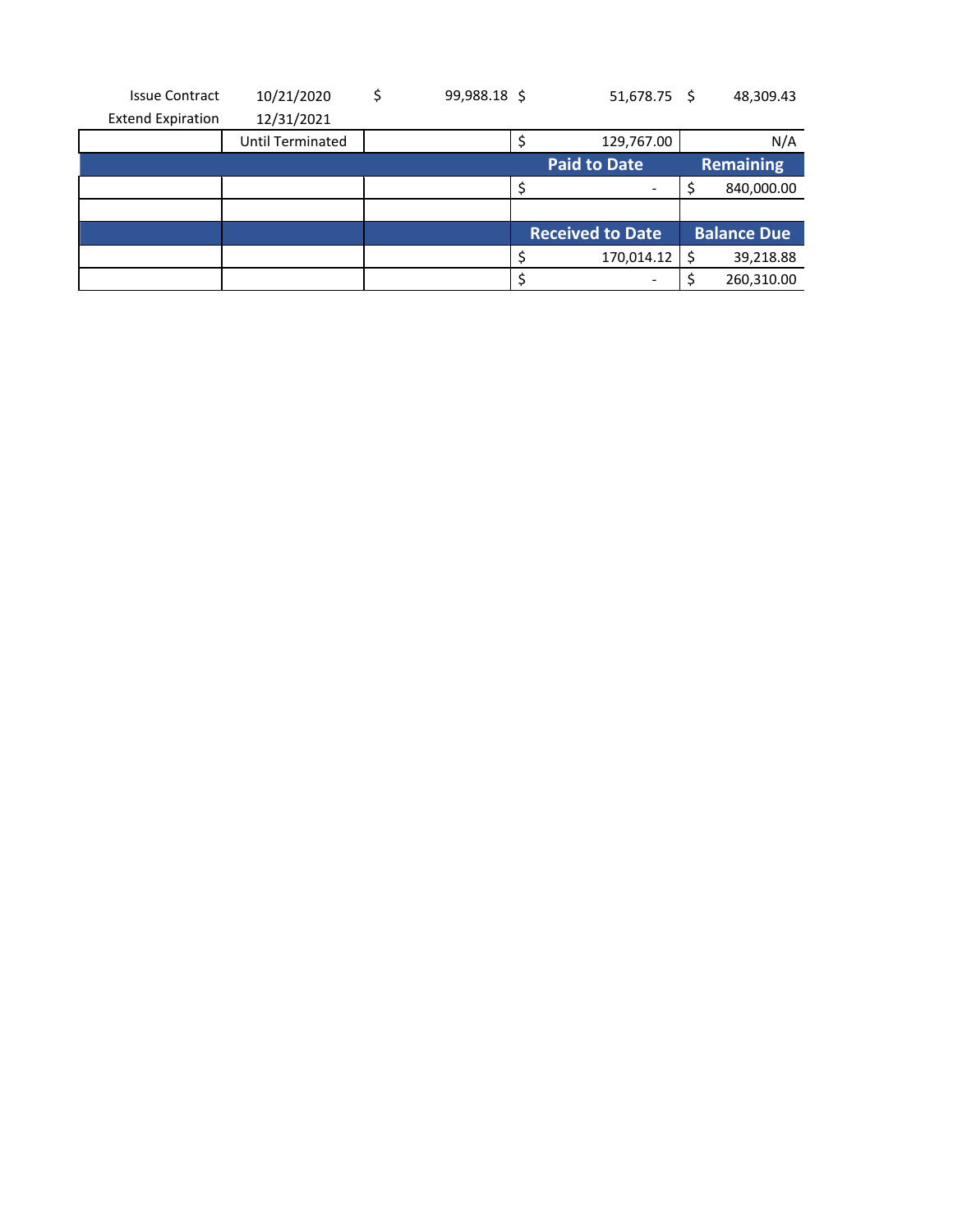| | | | | |
|---|---|---|---|---|
| Issue Contract | 10/21/2020 | $ 99,988.18 | $ 51,678.75 | $ 48,309.43 |
| Extend Expiration | 12/31/2021 | | | |
| | Until Terminated | | $ 129,767.00 | N/A |
| | | | **Paid to Date** | **Remaining** |
| | | | $ - | $ 840,000.00 |
| | | | | |
| | | | **Received to Date** | **Balance Due** |
| | | | $ 170,014.12 | $ 39,218.88 |
| | | | $ - | $ 260,310.00 |